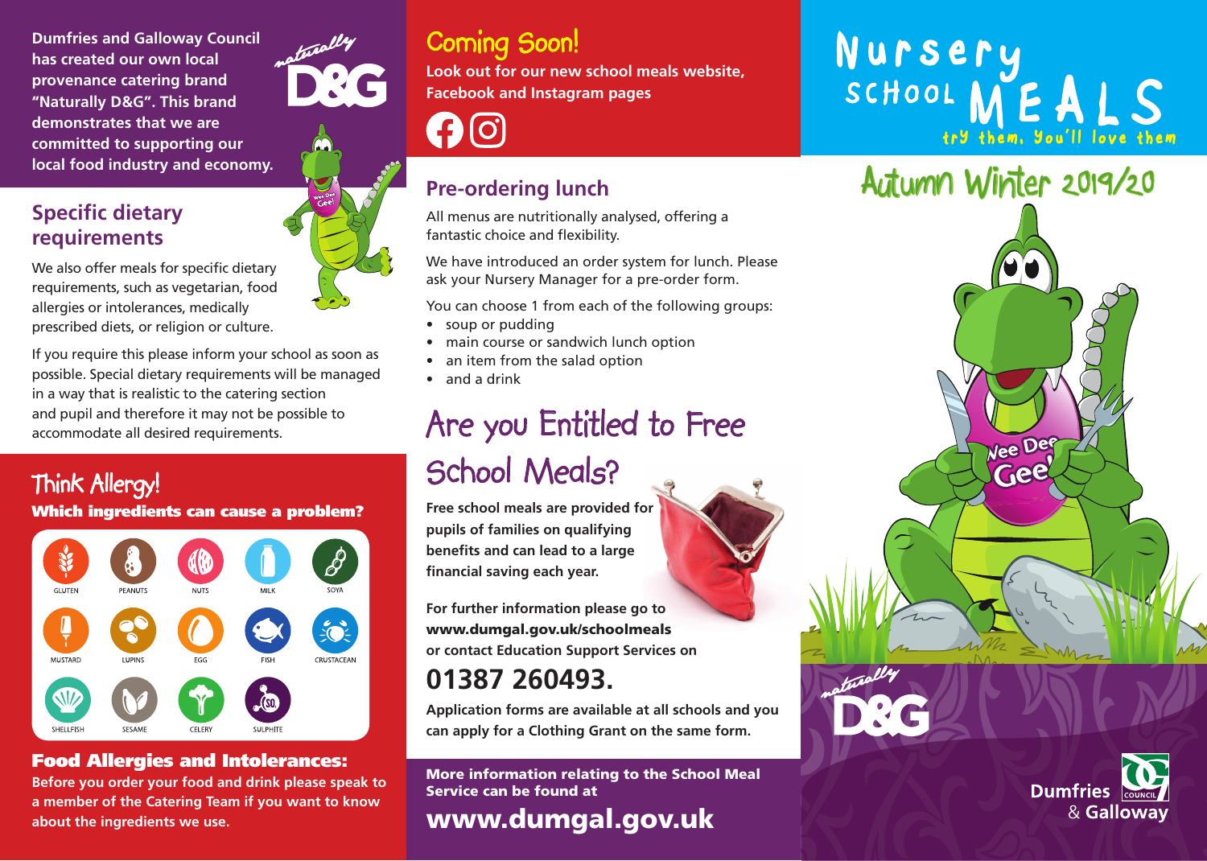Dumfries and Galloway Council has created our own local provenance catering brand "Naturally D&G". This brand demonstrates that we are committed to supporting our local food industry and economy.

## Specific dietary requirements

We also offer meals for specific dietary requirements, such as vegetarian, food allergies or intolerances, medically prescribed diets, or religion or culture.

If you require this please inform your school as soon as possible. Special dietary requirements will be managed in a way that is realistic to the catering section and pupil and therefore it may not be possible to accommodate all desired requirements.

## Think Allergy!

**Which ingredients can cause a problem?**

GLUTEN, PEANUTS, NUTS, MILK, SOYA, MUSTARD, LUPINS, EGG, FISH, CRUSTACEAN, SHELLFISH, SESAME, CELERY, SULPHITE

### Food Allergies and Intolerances:

**Before you order your food and drink please speak to a member of the Catering Team if you want to know about the ingredients we use.**

## Coming Soon!

**Look out for our new school meals website, Facebook and Instagram pages**

## Pre-ordering lunch

All menus are nutritionally analysed, offering a fantastic choice and flexibility.

We have introduced an order system for lunch. Please ask your Nursery Manager for a pre-order form.

You can choose 1 from each of the following groups:

- soup or pudding
- main course or sandwich lunch option
- an item from the salad option
- and a drink

## Are you Entitled to Free School Meals?

**Free school meals are provided for pupils of families on qualifying benefits and can lead to a large financial saving each year.**

**For further information please go to www.dumgal.gov.uk/schoolmeals or contact Education Support Services on**

## 01387 260493.

**Application forms are available at all schools and you can apply for a Clothing Grant on the same form.**

**More information relating to the School Meal Service can be found at**

## www.dumgal.gov.uk

# Nursery School MEALS

try them, you'll love them

## Autumn Winter 2019/20

Naturally D&G

Dumfries & Galloway Council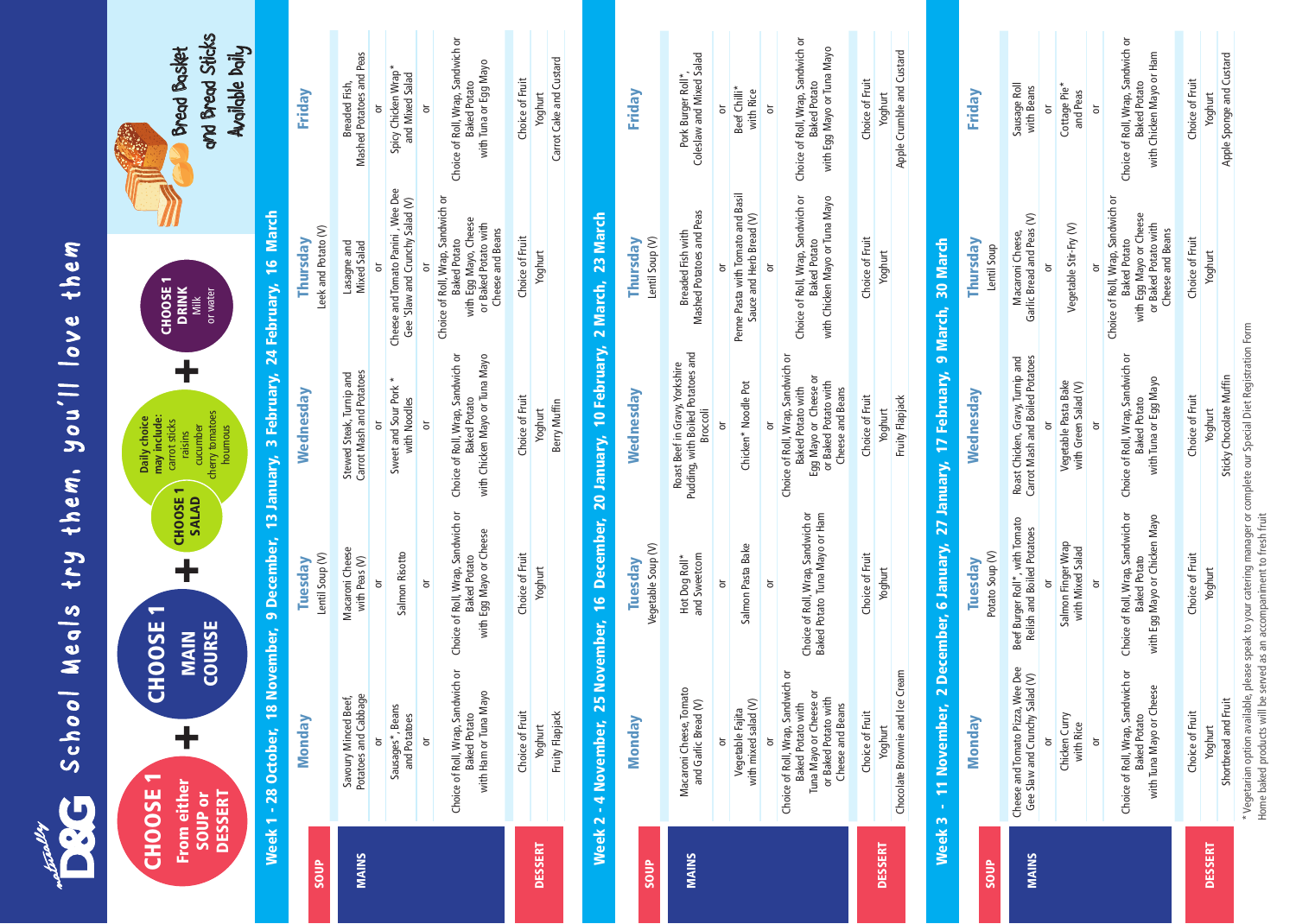naturally D&G

# School Meals try them, you'll love them

**CHOOSE 1** From either SOUP or DESSERT + **CHOOSE 1** MAIN COURSE + **CHOOSE 1** SALAD + **CHOOSE 1** DRINK Milk or water

Daily choice may include: carrot sticks, raisins, cucumber, cherry tomatoes, houmous

Bread Basket and Bread Sticks Available Daily

## Week 1 - 28 October, 18 November, 9 December, 13 January, 3 February, 24 February, 16 March

| | Monday | Tuesday | Wednesday | Thursday | Friday |
|---|---|---|---|---|---|
| SOUP | | Lentil Soup (V) | | Leek and Potato (V) | |
| MAINS | Savoury Minced Beef, Potatoes and Cabbage | Macaroni Cheese with Peas (V) | Stewed Steak, Turnip and Carrot Mash and Potatoes | Lasagne and Mixed Salad | Breaded Fish, Mashed Potatoes and Peas |
| | or | or | or | or | or |
| | Sausages*, Beans and Potatoes | Salmon Risotto | Sweet and Sour Pork * with Noodles | Cheese and Tomato Panini , Wee Dee Gee 'Slaw and Crunchy Salad (V) | Spicy Chicken Wrap* and Mixed Salad |
| | or | or | or | or | or |
| | Choice of Roll, Wrap, Sandwich or Baked Potato with Ham or Tuna Mayo | Choice of Roll, Wrap, Sandwich or Baked Potato with Egg Mayo or Cheese | Choice of Roll, Wrap, Sandwich or Baked Potato with Chicken Mayo or Tuna Mayo | Choice of Roll, Wrap, Sandwich or Baked Potato with Egg Mayo, Cheese or Baked Potato with Cheese and Beans | Choice of Roll, Wrap, Sandwich or Baked Potato with Tuna or Egg Mayo |
| DESSERT | Choice of Fruit | Choice of Fruit | Choice of Fruit | Choice of Fruit | Choice of Fruit |
| | Yoghurt | Yoghurt | Yoghurt | Yoghurt | Yoghurt |
| | Fruity Flapjack | | Berry Muffin | | Carrot Cake and Custard |

## Week 2 - 4 November, 25 November, 16 December, 20 January, 10 February, 2 March, 23 March

| | Monday | Tuesday | Wednesday | Thursday | Friday |
|---|---|---|---|---|---|
| SOUP | | Vegetable Soup (V) | | Lentil Soup (V) | |
| MAINS | Macaroni Cheese, Tomato and Garlic Bread (V) | Hot Dog Roll* and Sweetcorn | Roast Beef in Gravy, Yorkshire Pudding, with Boiled Potatoes and Broccoli | Breaded Fish with Mashed Potatoes and Peas | Pork Burger Roll*, Coleslaw and Mixed Salad |
| | or | or | or | or | or |
| | Vegetable Fajita with mixed salad (V) | Salmon Pasta Bake | Chicken* Noodle Pot | Penne Pasta with Tomato and Basil Sauce and Herb Bread (V) | Beef Chilli* with Rice |
| | or | or | or | or | or |
| | Choice of Roll, Wrap, Sandwich or Baked Potato with Tuna Mayo or Cheese or or Baked Potato with Cheese and Beans | Choice of Roll, Wrap, Sandwich or Baked Potato Tuna Mayo or Ham | Choice of Roll, Wrap, Sandwich or Baked Potato with Egg Mayo or Cheese or or Baked Potato with Cheese and Beans | Choice of Roll, Wrap, Sandwich or Baked Potato with Chicken Mayo or Tuna Mayo | Choice of Roll, Wrap, Sandwich or Baked Potato with Egg Mayo or Tuna Mayo |
| DESSERT | Choice of Fruit | Choice of Fruit | Choice of Fruit | Choice of Fruit | Choice of Fruit |
| | Yoghurt | Yoghurt | Yoghurt | Yoghurt | Yoghurt |
| | Chocolate Brownie and Ice Cream | | Fruity Flapjack | | Apple Crumble and Custard |

## Week 3 - 11 November, 2 December, 6 January, 27 January, 17 February, 9 March, 30 March

| | Monday | Tuesday | Wednesday | Thursday | Friday |
|---|---|---|---|---|---|
| SOUP | | Potato Soup (V) | | Lentil Soup | |
| MAINS | Cheese and Tomato Pizza, Wee Dee Gee Slaw and Crunchy Salad (V) | Beef Burger Roll*, with Tomato Relish and Boiled Potatoes | Roast Chicken, Gravy, Turnip and Carrot Mash and Boiled Potatoes | Macaroni Cheese, Garlic Bread and Peas (V) | Sausage Roll with Beans |
| | or | or | or | or | or |
| | Chicken Curry with Rice | Salmon Finger Wrap with Mixed Salad | Vegetable Pasta Bake with Green Salad (V) | Vegetable Stir-Fry (V) | Cottage Pie* and Peas |
| | or | or | or | or | or |
| | Choice of Roll, Wrap, Sandwich or Baked Potato with Tuna Mayo or Cheese | Choice of Roll, Wrap, Sandwich or Baked Potato with Egg Mayo or Chicken Mayo | Choice of Roll, Wrap, Sandwich or Baked Potato with Tuna or Egg Mayo | Choice of Roll, Wrap, Sandwich or Baked Potato with Egg Mayo or Cheese or Baked Potato with Cheese and Beans | Choice of Roll, Wrap, Sandwich or Baked Potato with Chicken Mayo or Ham |
| DESSERT | Choice of Fruit | Choice of Fruit | Choice of Fruit | Choice of Fruit | Choice of Fruit |
| | Yoghurt | Yoghurt | Yoghurt | Yoghurt | Yoghurt |
| | Shortbread and Fruit | | Sticky Chocolate Muffin | | Apple Sponge and Custard |

* Vegetarian option available, please speak to your catering manager or complete our Special Diet Registration Form
Home baked products will be served as an accompaniment to fresh fruit